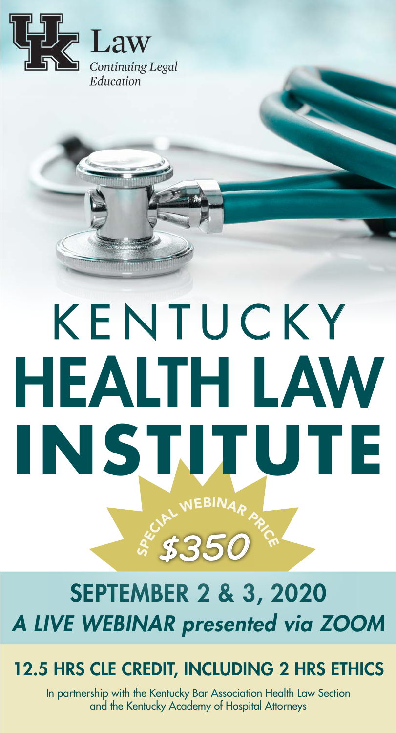UK Law

*Continuing Legal Education*

# KENTUCKY HEALTH LAW INSTITUTE

SPECIAL WEBINAR PRICE

**$350**

## SEPTEMBER 2 & 3, 2020

***A LIVE WEBINAR presented via ZOOM***

**12.5 HRS CLE CREDIT, INCLUDING 2 HRS ETHICS**

In partnership with the Kentucky Bar Association Health Law Section and the Kentucky Academy of Hospital Attorneys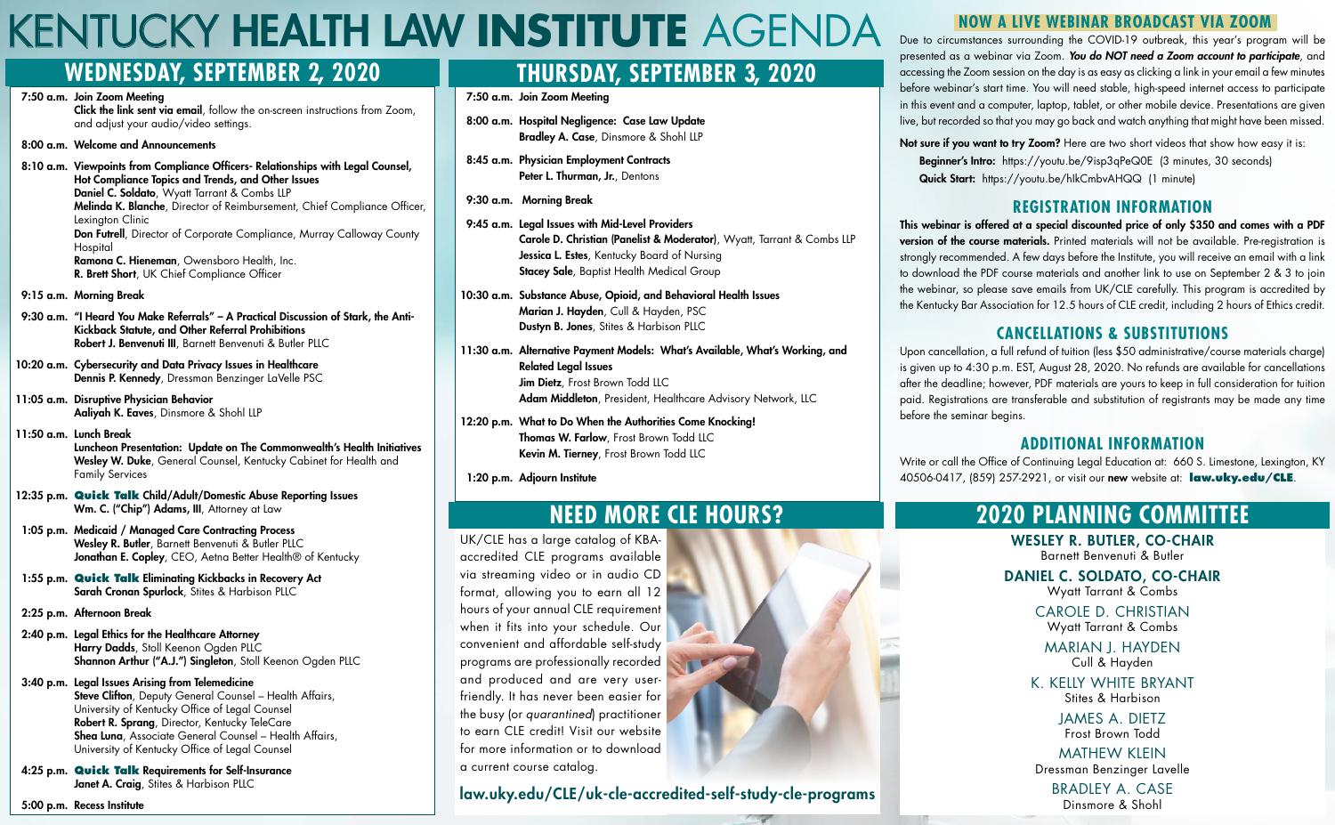# KENTUCKY HEALTH LAW INSTITUTE AGENDA

## WEDNESDAY, SEPTEMBER 2, 2020

**7:50 a.m. Join Zoom Meeting**
**Click the link sent via email**, follow the on-screen instructions from Zoom, and adjust your audio/video settings.

**8:00 a.m. Welcome and Announcements**

**8:10 a.m. Viewpoints from Compliance Officers- Relationships with Legal Counsel, Hot Compliance Topics and Trends, and Other Issues**
**Daniel C. Soldato**, Wyatt Tarrant & Combs LLP
**Melinda K. Blanche**, Director of Reimbursement, Chief Compliance Officer, Lexington Clinic
**Don Futrell**, Director of Corporate Compliance, Murray Calloway County Hospital
**Ramona C. Hieneman**, Owensboro Health, Inc.
**R. Brett Short**, UK Chief Compliance Officer

**9:15 a.m. Morning Break**

**9:30 a.m. "I Heard You Make Referrals" – A Practical Discussion of Stark, the Anti-Kickback Statute, and Other Referral Prohibitions**
**Robert J. Benvenuti III**, Barnett Benvenuti & Butler PLLC

**10:20 a.m. Cybersecurity and Data Privacy Issues in Healthcare**
**Dennis P. Kennedy**, Dressman Benzinger LaVelle PSC

**11:05 a.m. Disruptive Physician Behavior**
**Aaliyah K. Eaves**, Dinsmore & Shohl LLP

**11:50 a.m. Lunch Break**
**Luncheon Presentation: Update on The Commonwealth's Health Initiatives**
**Wesley W. Duke**, General Counsel, Kentucky Cabinet for Health and Family Services

**12:35 p.m. Quick Talk Child/Adult/Domestic Abuse Reporting Issues**
**Wm. C. ("Chip") Adams, III**, Attorney at Law

**1:05 p.m. Medicaid / Managed Care Contracting Process**
**Wesley R. Butler**, Barnett Benvenuti & Butler PLLC
**Jonathan E. Copley**, CEO, Aetna Better Health® of Kentucky

**1:55 p.m. Quick Talk Eliminating Kickbacks in Recovery Act**
**Sarah Cronan Spurlock**, Stites & Harbison PLLC

**2:25 p.m. Afternoon Break**

**2:40 p.m. Legal Ethics for the Healthcare Attorney**
**Harry Dadds**, Stoll Keenon Ogden PLLC
**Shannon Arthur ("A.J.") Singleton**, Stoll Keenon Ogden PLLC

**3:40 p.m. Legal Issues Arising from Telemedicine**
**Steve Clifton**, Deputy General Counsel – Health Affairs, University of Kentucky Office of Legal Counsel
**Robert R. Sprang**, Director, Kentucky TeleCare
**Shea Luna**, Associate General Counsel – Health Affairs, University of Kentucky Office of Legal Counsel

**4:25 p.m. Quick Talk Requirements for Self-Insurance**
**Janet A. Craig**, Stites & Harbison PLLC

**5:00 p.m. Recess Institute**

## THURSDAY, SEPTEMBER 3, 2020

**7:50 a.m. Join Zoom Meeting**

**8:00 a.m. Hospital Negligence: Case Law Update**
**Bradley A. Case**, Dinsmore & Shohl LLP

**8:45 a.m. Physician Employment Contracts**
**Peter L. Thurman, Jr.**, Dentons

**9:30 a.m. Morning Break**

**9:45 a.m. Legal Issues with Mid-Level Providers**
**Carole D. Christian (Panelist & Moderator)**, Wyatt, Tarrant & Combs LLP
**Jessica L. Estes**, Kentucky Board of Nursing
**Stacey Sale**, Baptist Health Medical Group

**10:30 a.m. Substance Abuse, Opioid, and Behavioral Health Issues**
**Marian J. Hayden**, Cull & Hayden, PSC
**Dustyn B. Jones**, Stites & Harbison PLLC

**11:30 a.m. Alternative Payment Models: What's Available, What's Working, and Related Legal Issues**
**Jim Dietz**, Frost Brown Todd LLC
**Adam Middleton**, President, Healthcare Advisory Network, LLC

**12:20 p.m. What to Do When the Authorities Come Knocking!**
**Thomas W. Farlow**, Frost Brown Todd LLC
**Kevin M. Tierney**, Frost Brown Todd LLC

**1:20 p.m. Adjourn Institute**

## NEED MORE CLE HOURS?

UK/CLE has a large catalog of KBA-accredited CLE programs available via streaming video or in audio CD format, allowing you to earn all 12 hours of your annual CLE requirement when it fits into your schedule. Our convenient and affordable self-study programs are professionally recorded and produced and are very user-friendly. It has never been easier for the busy (or *quarantined*) practitioner to earn CLE credit! Visit our website for more information or to download a current course catalog.

**law.uky.edu/CLE/uk-cle-accredited-self-study-cle-programs**

## NOW A LIVE WEBINAR BROADCAST VIA ZOOM

Due to circumstances surrounding the COVID-19 outbreak, this year's program will be presented as a webinar via Zoom. ***You do NOT need a Zoom account to participate***, and accessing the Zoom session on the day is as easy as clicking a link in your email a few minutes before webinar's start time. You will need stable, high-speed internet access to participate in this event and a computer, laptop, tablet, or other mobile device. Presentations are given live, but recorded so that you may go back and watch anything that might have been missed.

**Not sure if you want to try Zoom?** Here are two short videos that show how easy it is:

**Beginner's Intro:** https://youtu.be/9isp3qPeQ0E (3 minutes, 30 seconds)
**Quick Start:** https://youtu.be/hIkCmbvAHQQ (1 minute)

## REGISTRATION INFORMATION

**This webinar is offered at a special discounted price of only $350 and comes with a PDF version of the course materials.** Printed materials will not be available. Pre-registration is strongly recommended. A few days before the Institute, you will receive an email with a link to download the PDF course materials and another link to use on September 2 & 3 to join the webinar, so please save emails from UK/CLE carefully. This program is accredited by the Kentucky Bar Association for 12.5 hours of CLE credit, including 2 hours of Ethics credit.

## CANCELLATIONS & SUBSTITUTIONS

Upon cancellation, a full refund of tuition (less $50 administrative/course materials charge) is given up to 4:30 p.m. EST, August 28, 2020. No refunds are available for cancellations after the deadline; however, PDF materials are yours to keep in full consideration for tuition paid. Registrations are transferable and substitution of registrants may be made any time before the seminar begins.

## ADDITIONAL INFORMATION

Write or call the Office of Continuing Legal Education at: 660 S. Limestone, Lexington, KY 40506-0417, (859) 257-2921, or visit our **new** website at: **law.uky.edu/CLE**.

## 2020 PLANNING COMMITTEE

**WESLEY R. BUTLER, CO-CHAIR**
Barnett Benvenuti & Butler

**DANIEL C. SOLDATO, CO-CHAIR**
Wyatt Tarrant & Combs

CAROLE D. CHRISTIAN
Wyatt Tarrant & Combs

MARIAN J. HAYDEN
Cull & Hayden

K. KELLY WHITE BRYANT
Stites & Harbison

JAMES A. DIETZ
Frost Brown Todd

MATHEW KLEIN
Dressman Benzinger Lavelle

BRADLEY A. CASE
Dinsmore & Shohl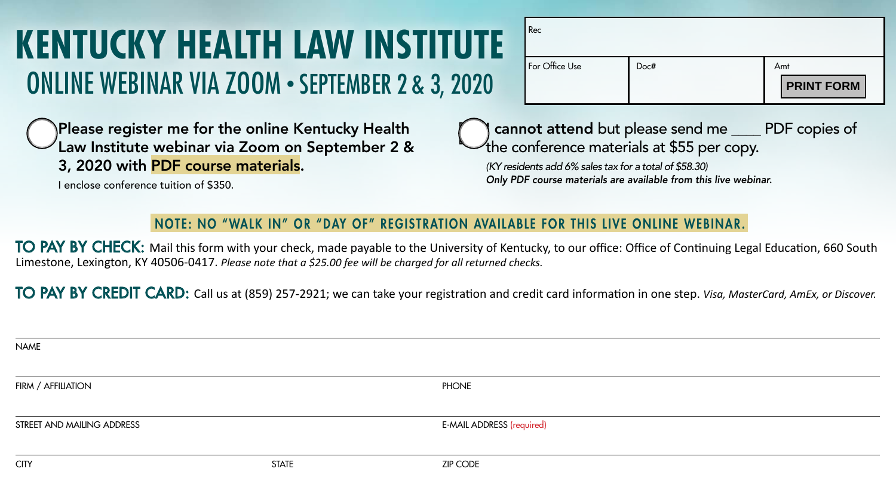# KENTUCKY HEALTH LAW INSTITUTE

## ONLINE WEBINAR VIA ZOOM • SEPTEMBER 2 & 3, 2020

| Rec | | |
| --- | --- | --- |
| For Office Use | Doc# | Amt |

PRINT FORM

◯ **Please register me for the online Kentucky Health Law Institute webinar via Zoom on September 2 & 3, 2020 with PDF course materials.**

I enclose conference tuition of $350.

◯ **I cannot attend** but please send me ____ PDF copies of the conference materials at $55 per copy.

*(KY residents add 6% sales tax for a total of $58.30)*
***Only PDF course materials are available from this live webinar.***

**NOTE: NO "WALK IN" OR "DAY OF" REGISTRATION AVAILABLE FOR THIS LIVE ONLINE WEBINAR.**

**TO PAY BY CHECK:** Mail this form with your check, made payable to the University of Kentucky, to our office: Office of Continuing Legal Education, 660 South Limestone, Lexington, KY 40506-0417. *Please note that a $25.00 fee will be charged for all returned checks.*

**TO PAY BY CREDIT CARD:** Call us at (859) 257-2921; we can take your registration and credit card information in one step. *Visa, MasterCard, AmEx, or Discover.*

NAME

FIRM / AFFILIATION

PHONE

STREET AND MAILING ADDRESS

E-MAIL ADDRESS (required)

CITY

STATE

ZIP CODE